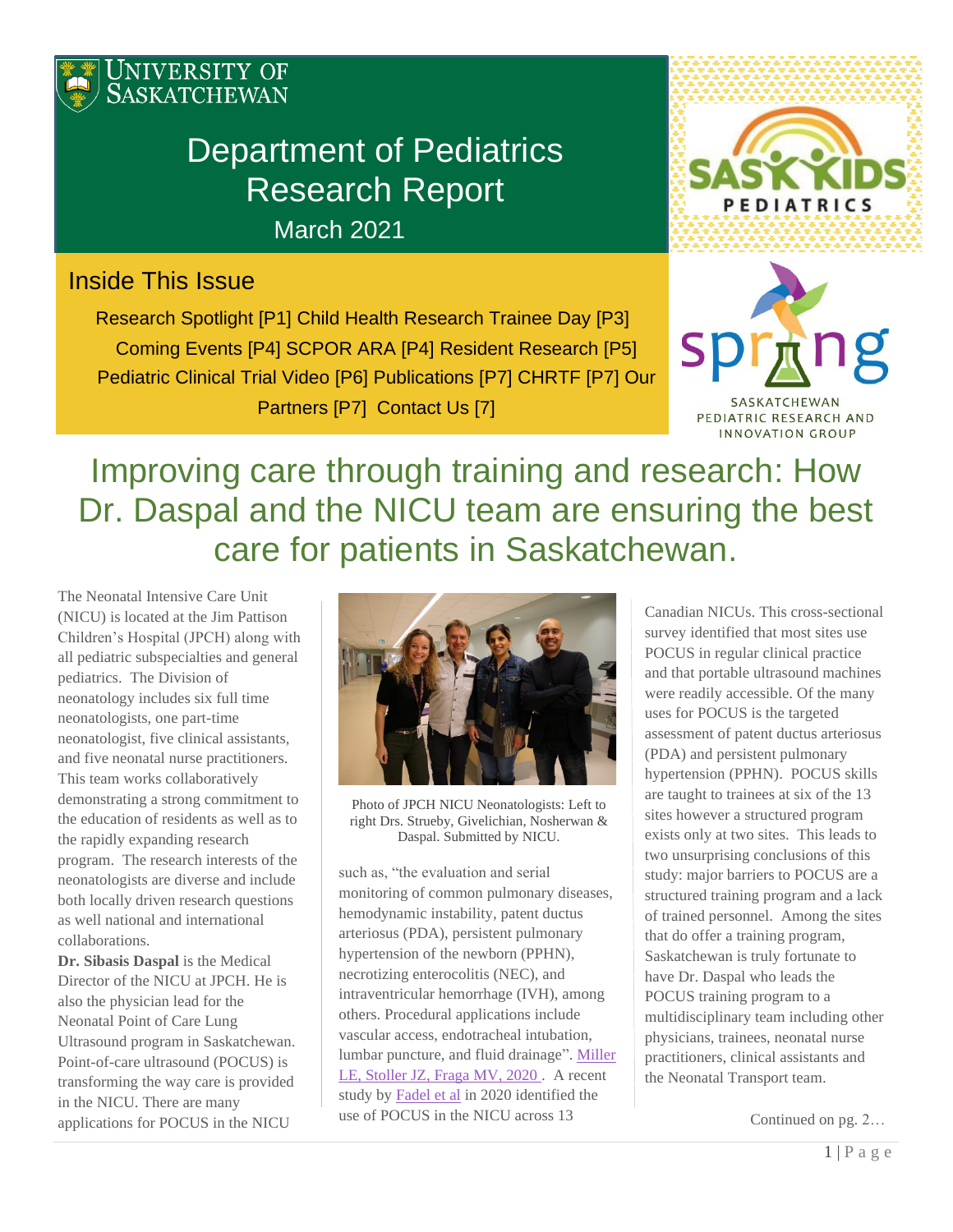University of Saskatchewan

# Department of Pediatrics Research Report

March 2021

SASKKIDS PEDIATRICS

## Inside This Issue

Research Spotlight [P1] Child Health Research Trainee Day [P3] Coming Events [P4] SCPOR ARA [P4] Resident Research [P5] Pediatric Clinical Trial Video [P6] Publications [P7] CHRTF [P7] Our Partners [P7] Contact Us [7]

spring SASKATCHEWAN PEDIATRIC RESEARCH AND INNOVATION GROUP

# Improving care through training and research: How Dr. Daspal and the NICU team are ensuring the best care for patients in Saskatchewan.

The Neonatal Intensive Care Unit (NICU) is located at the Jim Pattison Children's Hospital (JPCH) along with all pediatric subspecialties and general pediatrics. The Division of neonatology includes six full time neonatologists, one part-time neonatologist, five clinical assistants, and five neonatal nurse practitioners. This team works collaboratively demonstrating a strong commitment to the education of residents as well as to the rapidly expanding research program. The research interests of the neonatologists are diverse and include both locally driven research questions as well national and international collaborations.

**Dr. Sibasis Daspal** is the Medical Director of the NICU at JPCH. He is also the physician lead for the Neonatal Point of Care Lung Ultrasound program in Saskatchewan. Point-of-care ultrasound (POCUS) is transforming the way care is provided in the NICU. There are many applications for POCUS in the NICU such as, "the evaluation and serial monitoring of common pulmonary diseases, hemodynamic instability, patent ductus arteriosus (PDA), persistent pulmonary hypertension of the newborn (PPHN), necrotizing enterocolitis (NEC), and intraventricular hemorrhage (IVH), among others. Procedural applications include vascular access, endotracheal intubation, lumbar puncture, and fluid drainage". [Miller LE, Stoller JZ, Fraga MV, 2020](). A recent study by [Fadel et al]() in 2020 identified the use of POCUS in the NICU across 13 Canadian NICUs. This cross-sectional survey identified that most sites use POCUS in regular clinical practice and that portable ultrasound machines were readily accessible. Of the many uses for POCUS is the targeted assessment of patent ductus arteriosus (PDA) and persistent pulmonary hypertension (PPHN). POCUS skills are taught to trainees at six of the 13 sites however a structured program exists only at two sites. This leads to two unsurprising conclusions of this study: major barriers to POCUS are a structured training program and a lack of trained personnel. Among the sites that do offer a training program, Saskatchewan is truly fortunate to have Dr. Daspal who leads the POCUS training program to a multidisciplinary team including other physicians, trainees, neonatal nurse practitioners, clinical assistants and the Neonatal Transport team.

Photo of JPCH NICU Neonatologists: Left to right Drs. Strueby, Givelichian, Nosherwan & Daspal. Submitted by NICU.

Continued on pg. 2…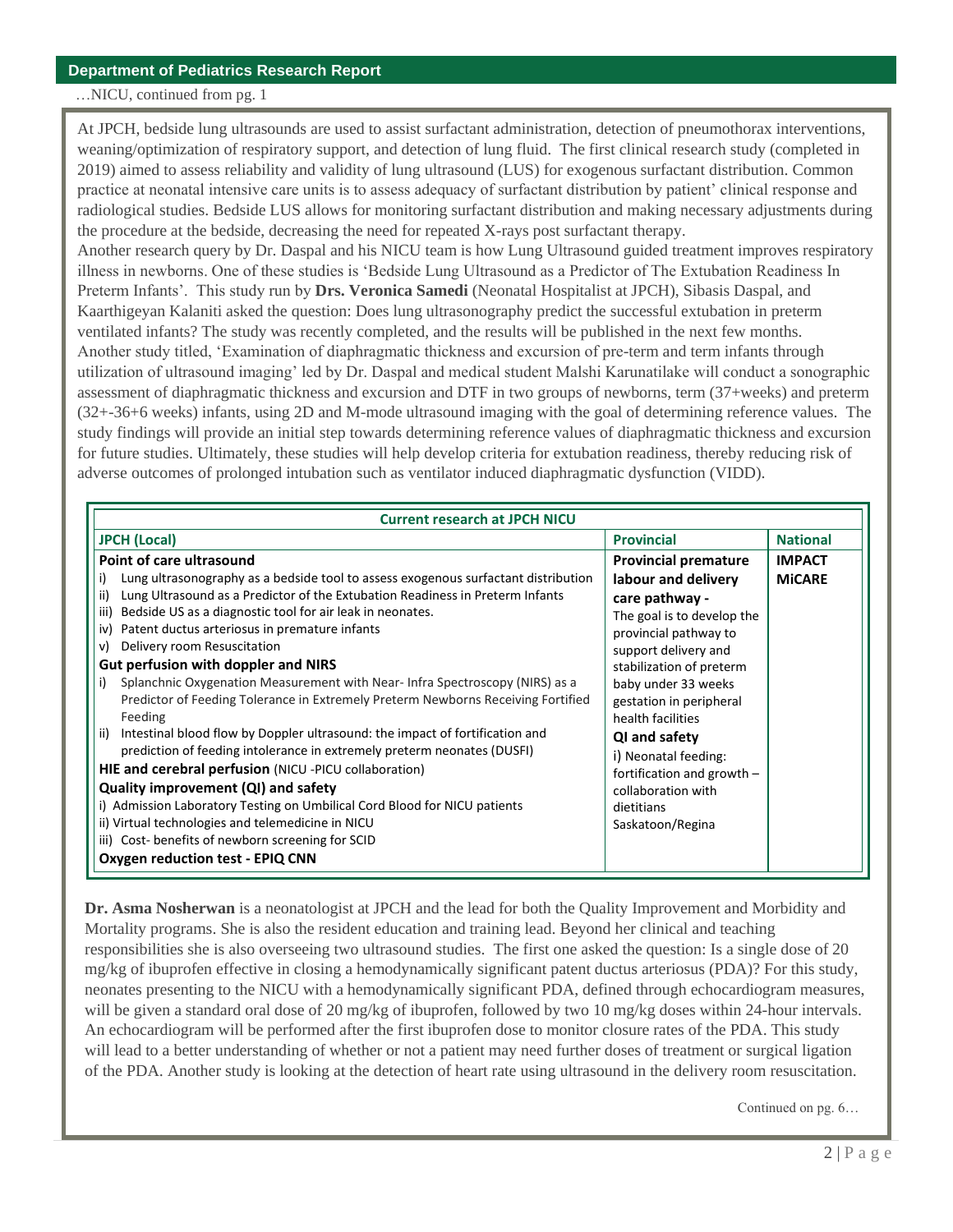…NICU, continued from pg. 1

At JPCH, bedside lung ultrasounds are used to assist surfactant administration, detection of pneumothorax interventions, weaning/optimization of respiratory support, and detection of lung fluid. The first clinical research study (completed in 2019) aimed to assess reliability and validity of lung ultrasound (LUS) for exogenous surfactant distribution. Common practice at neonatal intensive care units is to assess adequacy of surfactant distribution by patient' clinical response and radiological studies. Bedside LUS allows for monitoring surfactant distribution and making necessary adjustments during the procedure at the bedside, decreasing the need for repeated X-rays post surfactant therapy.

Another research query by Dr. Daspal and his NICU team is how Lung Ultrasound guided treatment improves respiratory illness in newborns. One of these studies is 'Bedside Lung Ultrasound as a Predictor of The Extubation Readiness In Preterm Infants'. This study run by **Drs. Veronica Samedi** (Neonatal Hospitalist at JPCH), Sibasis Daspal, and Kaarthigeyan Kalaniti asked the question: Does lung ultrasonography predict the successful extubation in preterm ventilated infants? The study was recently completed, and the results will be published in the next few months.

Another study titled, 'Examination of diaphragmatic thickness and excursion of pre-term and term infants through utilization of ultrasound imaging' led by Dr. Daspal and medical student Malshi Karunatilake will conduct a sonographic assessment of diaphragmatic thickness and excursion and DTF in two groups of newborns, term (37+weeks) and preterm (32+-36+6 weeks) infants, using 2D and M-mode ultrasound imaging with the goal of determining reference values. The study findings will provide an initial step towards determining reference values of diaphragmatic thickness and excursion for future studies. Ultimately, these studies will help develop criteria for extubation readiness, thereby reducing risk of adverse outcomes of prolonged intubation such as ventilator induced diaphragmatic dysfunction (VIDD).

| Current research at JPCH NICU | | |
|---|---|---|
| **JPCH (Local)** | **Provincial** | **National** |
| **Point of care ultrasound**<br>i) Lung ultrasonography as a bedside tool to assess exogenous surfactant distribution<br>ii) Lung Ultrasound as a Predictor of the Extubation Readiness in Preterm Infants<br>iii) Bedside US as a diagnostic tool for air leak in neonates.<br>iv) Patent ductus arteriosus in premature infants<br>v) Delivery room Resuscitation<br>**Gut perfusion with doppler and NIRS**<br>i) Splanchnic Oxygenation Measurement with Near- Infra Spectroscopy (NIRS) as a Predictor of Feeding Tolerance in Extremely Preterm Newborns Receiving Fortified Feeding<br>ii) Intestinal blood flow by Doppler ultrasound: the impact of fortification and prediction of feeding intolerance in extremely preterm neonates (DUSFI)<br>**HIE and cerebral perfusion** (NICU -PICU collaboration)<br>**Quality improvement (QI) and safety**<br>i) Admission Laboratory Testing on Umbilical Cord Blood for NICU patients<br>ii) Virtual technologies and telemedicine in NICU<br>iii) Cost- benefits of newborn screening for SCID<br>**Oxygen reduction test - EPIQ CNN** | **Provincial premature labour and delivery care pathway -**<br>The goal is to develop the provincial pathway to support delivery and stabilization of preterm baby under 33 weeks gestation in peripheral health facilities<br>**QI and safety**<br>i) Neonatal feeding: fortification and growth – collaboration with dietitians Saskatoon/Regina | **IMPACT**<br>**MiCARE** |

**Dr. Asma Nosherwan** is a neonatologist at JPCH and the lead for both the Quality Improvement and Morbidity and Mortality programs. She is also the resident education and training lead. Beyond her clinical and teaching responsibilities she is also overseeing two ultrasound studies. The first one asked the question: Is a single dose of 20 mg/kg of ibuprofen effective in closing a hemodynamically significant patent ductus arteriosus (PDA)? For this study, neonates presenting to the NICU with a hemodynamically significant PDA, defined through echocardiogram measures, will be given a standard oral dose of 20 mg/kg of ibuprofen, followed by two 10 mg/kg doses within 24-hour intervals. An echocardiogram will be performed after the first ibuprofen dose to monitor closure rates of the PDA. This study will lead to a better understanding of whether or not a patient may need further doses of treatment or surgical ligation of the PDA. Another study is looking at the detection of heart rate using ultrasound in the delivery room resuscitation.

Continued on pg. 6…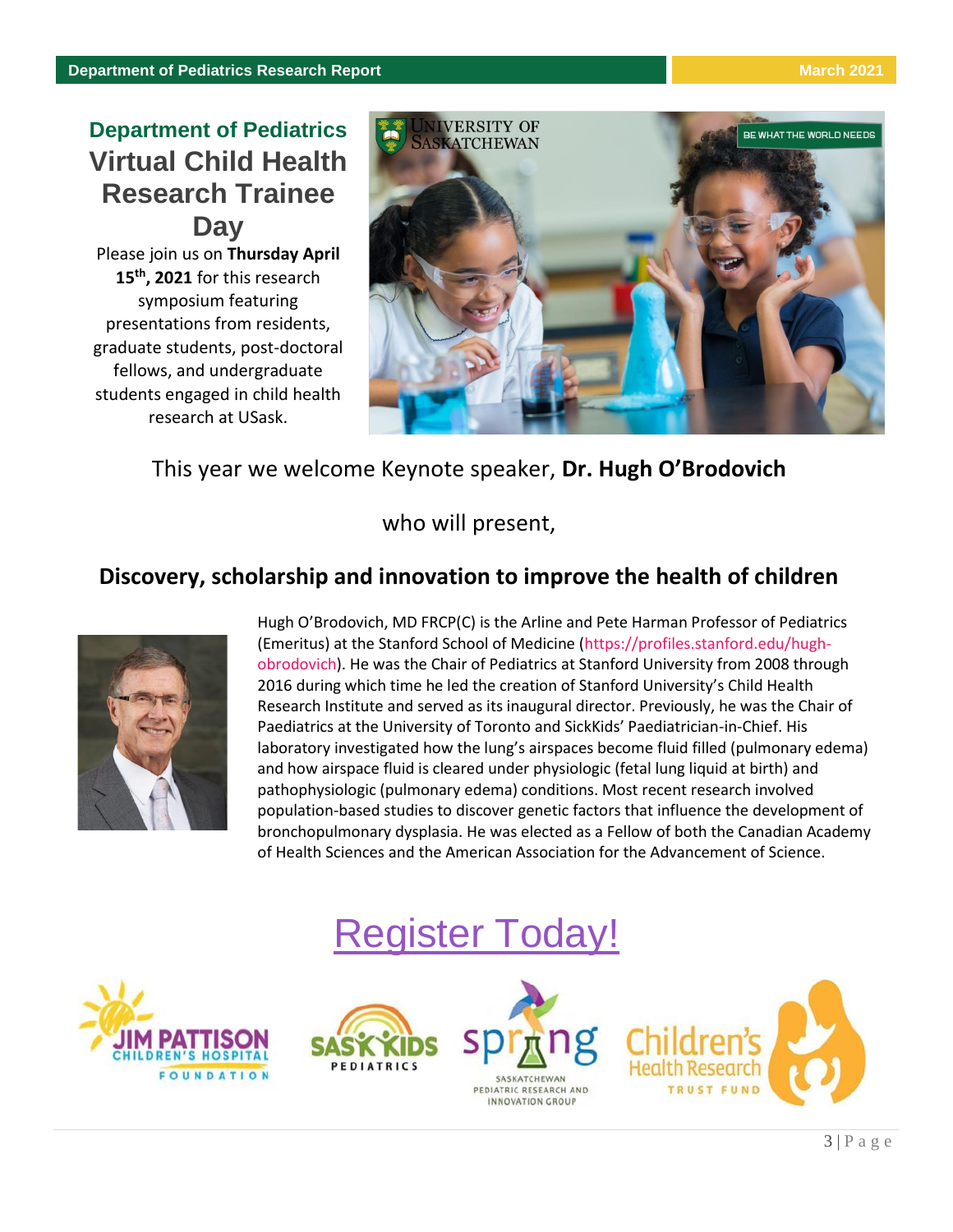## Department of Pediatrics

# Virtual Child Health Research Trainee Day

Please join us on **Thursday April 15th, 2021** for this research symposium featuring presentations from residents, graduate students, post-doctoral fellows, and undergraduate students engaged in child health research at USask.

This year we welcome Keynote speaker, **Dr. Hugh O'Brodovich**

who will present,

## Discovery, scholarship and innovation to improve the health of children

Hugh O'Brodovich, MD FRCP(C) is the Arline and Pete Harman Professor of Pediatrics (Emeritus) at the Stanford School of Medicine (https://profiles.stanford.edu/hugh-obrodovich). He was the Chair of Pediatrics at Stanford University from 2008 through 2016 during which time he led the creation of Stanford University's Child Health Research Institute and served as its inaugural director. Previously, he was the Chair of Paediatrics at the University of Toronto and SickKids' Paediatrician-in-Chief. His laboratory investigated how the lung's airspaces become fluid filled (pulmonary edema) and how airspace fluid is cleared under physiologic (fetal lung liquid at birth) and pathophysiologic (pulmonary edema) conditions. Most recent research involved population-based studies to discover genetic factors that influence the development of bronchopulmonary dysplasia. He was elected as a Fellow of both the Canadian Academy of Health Sciences and the American Association for the Advancement of Science.

# Register Today!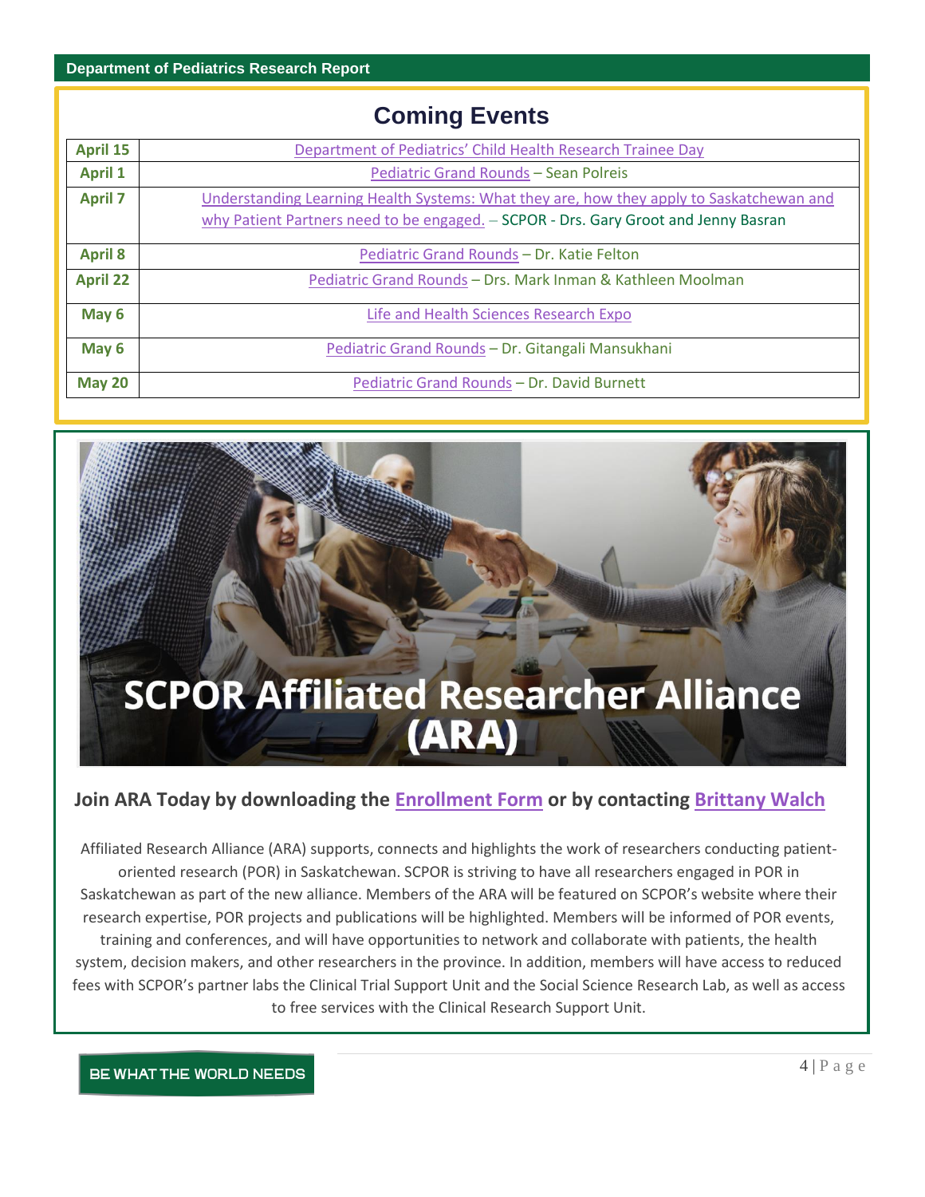## Coming Events

| | |
|---|---|
| **April 15** | Department of Pediatrics' Child Health Research Trainee Day |
| **April 1** | Pediatric Grand Rounds – Sean Polreis |
| **April 7** | Understanding Learning Health Systems: What they are, how they apply to Saskatchewan and why Patient Partners need to be engaged. – SCPOR - Drs. Gary Groot and Jenny Basran |
| **April 8** | Pediatric Grand Rounds – Dr. Katie Felton |
| **April 22** | Pediatric Grand Rounds – Drs. Mark Inman & Kathleen Moolman |
| **May 6** | Life and Health Sciences Research Expo |
| **May 6** | Pediatric Grand Rounds – Dr. Gitangali Mansukhani |
| **May 20** | Pediatric Grand Rounds – Dr. David Burnett |

## SCPOR Affiliated Researcher Alliance (ARA)

### Join ARA Today by downloading the Enrollment Form or by contacting Brittany Walch

Affiliated Research Alliance (ARA) supports, connects and highlights the work of researchers conducting patient-oriented research (POR) in Saskatchewan. SCPOR is striving to have all researchers engaged in POR in Saskatchewan as part of the new alliance. Members of the ARA will be featured on SCPOR's website where their research expertise, POR projects and publications will be highlighted. Members will be informed of POR events, training and conferences, and will have opportunities to network and collaborate with patients, the health system, decision makers, and other researchers in the province. In addition, members will have access to reduced fees with SCPOR's partner labs the Clinical Trial Support Unit and the Social Science Research Lab, as well as access to free services with the Clinical Research Support Unit.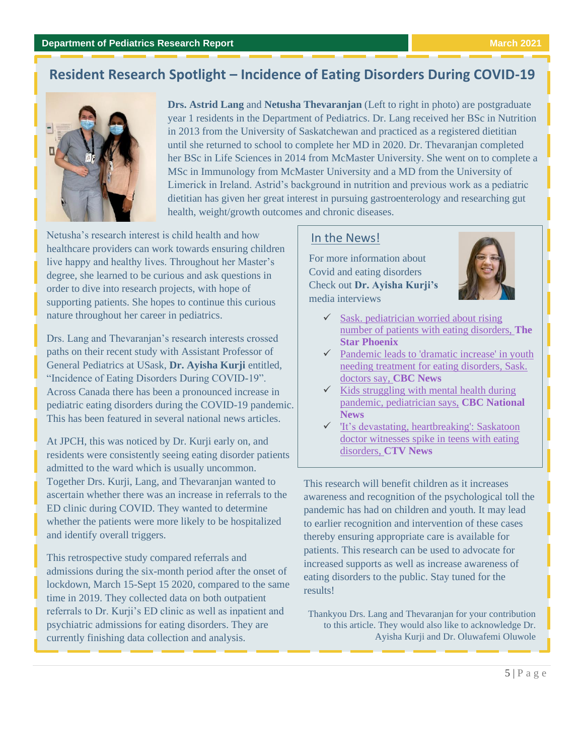## Resident Research Spotlight – Incidence of Eating Disorders During COVID-19

**Drs. Astrid Lang** and **Netusha Thevaranjan** (Left to right in photo) are postgraduate year 1 residents in the Department of Pediatrics. Dr. Lang received her BSc in Nutrition in 2013 from the University of Saskatchewan and practiced as a registered dietitian until she returned to school to complete her MD in 2020. Dr. Thevaranjan completed her BSc in Life Sciences in 2014 from McMaster University. She went on to complete a MSc in Immunology from McMaster University and a MD from the University of Limerick in Ireland. Astrid's background in nutrition and previous work as a pediatric dietitian has given her great interest in pursuing gastroenterology and researching gut health, weight/growth outcomes and chronic diseases.

Netusha's research interest is child health and how healthcare providers can work towards ensuring children live happy and healthy lives. Throughout her Master's degree, she learned to be curious and ask questions in order to dive into research projects, with hope of supporting patients. She hopes to continue this curious nature throughout her career in pediatrics.

Drs. Lang and Thevaranjan's research interests crossed paths on their recent study with Assistant Professor of General Pediatrics at USask, **Dr. Ayisha Kurji** entitled, "Incidence of Eating Disorders During COVID-19". Across Canada there has been a pronounced increase in pediatric eating disorders during the COVID-19 pandemic. This has been featured in several national news articles.

At JPCH, this was noticed by Dr. Kurji early on, and residents were consistently seeing eating disorder patients admitted to the ward which is usually uncommon. Together Drs. Kurji, Lang, and Thevaranjan wanted to ascertain whether there was an increase in referrals to the ED clinic during COVID. They wanted to determine whether the patients were more likely to be hospitalized and identify overall triggers.

This retrospective study compared referrals and admissions during the six-month period after the onset of lockdown, March 15-Sept 15 2020, compared to the same time in 2019. They collected data on both outpatient referrals to Dr. Kurji's ED clinic as well as inpatient and psychiatric admissions for eating disorders. They are currently finishing data collection and analysis.

### In the News!

For more information about Covid and eating disorders Check out **Dr. Ayisha Kurji's** media interviews

- ✓ Sask. pediatrician worried about rising number of patients with eating disorders, **The Star Phoenix**
- ✓ Pandemic leads to 'dramatic increase' in youth needing treatment for eating disorders, Sask. doctors say, **CBC News**
- ✓ Kids struggling with mental health during pandemic, pediatrician says, **CBC National News**
- ✓ 'It's devastating, heartbreaking': Saskatoon doctor witnesses spike in teens with eating disorders, **CTV News**

This research will benefit children as it increases awareness and recognition of the psychological toll the pandemic has had on children and youth. It may lead to earlier recognition and intervention of these cases thereby ensuring appropriate care is available for patients. This research can be used to advocate for increased supports as well as increase awareness of eating disorders to the public. Stay tuned for the results!

Thankyou Drs. Lang and Thevaranjan for your contribution to this article. They would also like to acknowledge Dr. Ayisha Kurji and Dr. Oluwafemi Oluwole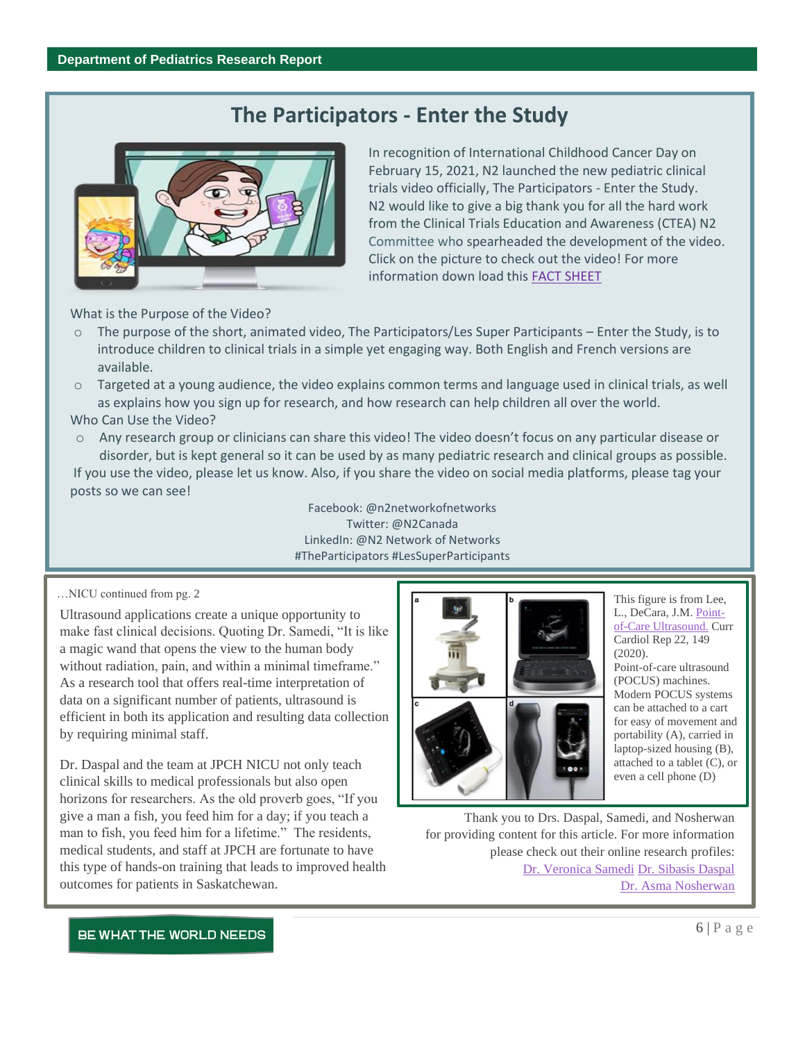## The Participators - Enter the Study

In recognition of International Childhood Cancer Day on February 15, 2021, N2 launched the new pediatric clinical trials video officially, The Participators - Enter the Study. N2 would like to give a big thank you for all the hard work from the Clinical Trials Education and Awareness (CTEA) N2 Committee who spearheaded the development of the video. Click on the picture to check out the video! For more information down load this [FACT SHEET]

What is the Purpose of the Video?

- The purpose of the short, animated video, The Participators/Les Super Participants – Enter the Study, is to introduce children to clinical trials in a simple yet engaging way. Both English and French versions are available.
- Targeted at a young audience, the video explains common terms and language used in clinical trials, as well as explains how you sign up for research, and how research can help children all over the world.

Who Can Use the Video?

- Any research group or clinicians can share this video! The video doesn't focus on any particular disease or disorder, but is kept general so it can be used by as many pediatric research and clinical groups as possible.

If you use the video, please let us know. Also, if you share the video on social media platforms, please tag your posts so we can see!

Facebook: @n2networkofnetworks
Twitter: @N2Canada
LinkedIn: @N2 Network of Networks
#TheParticipators #LesSuperParticipants

…NICU continued from pg. 2

Ultrasound applications create a unique opportunity to make fast clinical decisions. Quoting Dr. Samedi, "It is like a magic wand that opens the view to the human body without radiation, pain, and within a minimal timeframe." As a research tool that offers real-time interpretation of data on a significant number of patients, ultrasound is efficient in both its application and resulting data collection by requiring minimal staff.

Dr. Daspal and the team at JPCH NICU not only teach clinical skills to medical professionals but also open horizons for researchers. As the old proverb goes, "If you give a man a fish, you feed him for a day; if you teach a man to fish, you feed him for a lifetime." The residents, medical students, and staff at JPCH are fortunate to have this type of hands-on training that leads to improved health outcomes for patients in Saskatchewan.

This figure is from Lee, L., DeCara, J.M. Point-of-Care Ultrasound. Curr Cardiol Rep 22, 149 (2020).
Point-of-care ultrasound (POCUS) machines. Modern POCUS systems can be attached to a cart for easy of movement and portability (A), carried in laptop-sized housing (B), attached to a tablet (C), or even a cell phone (D)

Thank you to Drs. Daspal, Samedi, and Nosherwan for providing content for this article. For more information please check out their online research profiles: Dr. Veronica Samedi Dr. Sibasis Daspal Dr. Asma Nosherwan

BE WHAT THE WORLD NEEDS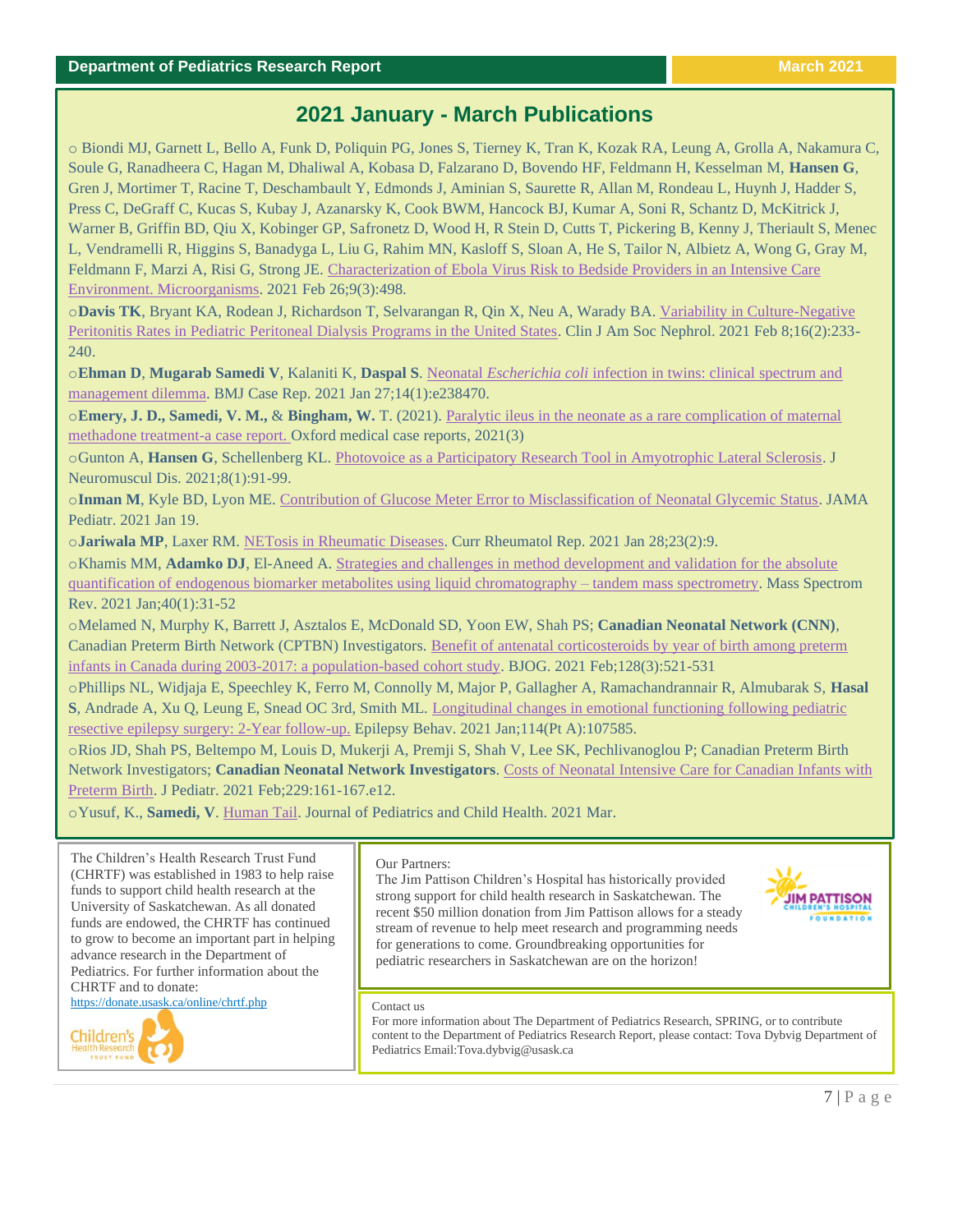## 2021 January - March Publications

- Biondi MJ, Garnett L, Bello A, Funk D, Poliquin PG, Jones S, Tierney K, Tran K, Kozak RA, Leung A, Grolla A, Nakamura C, Soule G, Ranadheera C, Hagan M, Dhaliwal A, Kobasa D, Falzarano D, Bovendo HF, Feldmann H, Kesselman M, **Hansen G**, Gren J, Mortimer T, Racine T, Deschambault Y, Edmonds J, Aminian S, Saurette R, Allan M, Rondeau L, Huynh J, Hadder S, Press C, DeGraff C, Kucas S, Kubay J, Azanarsky K, Cook BWM, Hancock BJ, Kumar A, Soni R, Schantz D, McKitrick J, Warner B, Griffin BD, Qiu X, Kobinger GP, Safronetz D, Wood H, R Stein D, Cutts T, Pickering B, Kenny J, Theriault S, Menec L, Vendramelli R, Higgins S, Banadyga L, Liu G, Rahim MN, Kasloff S, Sloan A, He S, Tailor N, Albietz A, Wong G, Gray M, Feldmann F, Marzi A, Risi G, Strong JE. Characterization of Ebola Virus Risk to Bedside Providers in an Intensive Care Environment. Microorganisms. 2021 Feb 26;9(3):498.
- **Davis TK**, Bryant KA, Rodean J, Richardson T, Selvarangan R, Qin X, Neu A, Warady BA. Variability in Culture-Negative Peritonitis Rates in Pediatric Peritoneal Dialysis Programs in the United States. Clin J Am Soc Nephrol. 2021 Feb 8;16(2):233-240.
- **Ehman D**, **Mugarab Samedi V**, Kalaniti K, **Daspal S**. Neonatal *Escherichia coli* infection in twins: clinical spectrum and management dilemma. BMJ Case Rep. 2021 Jan 27;14(1):e238470.
- **Emery, J. D., Samedi, V. M.,** & **Bingham, W.** T. (2021). Paralytic ileus in the neonate as a rare complication of maternal methadone treatment-a case report. Oxford medical case reports, 2021(3)
- Gunton A, **Hansen G**, Schellenberg KL. Photovoice as a Participatory Research Tool in Amyotrophic Lateral Sclerosis. J Neuromuscul Dis. 2021;8(1):91-99.
- **Inman M**, Kyle BD, Lyon ME. Contribution of Glucose Meter Error to Misclassification of Neonatal Glycemic Status. JAMA Pediatr. 2021 Jan 19.
- **Jariwala MP**, Laxer RM. NETosis in Rheumatic Diseases. Curr Rheumatol Rep. 2021 Jan 28;23(2):9.
- Khamis MM, **Adamko DJ**, El-Aneed A. Strategies and challenges in method development and validation for the absolute quantification of endogenous biomarker metabolites using liquid chromatography – tandem mass spectrometry. Mass Spectrom Rev. 2021 Jan;40(1):31-52
- Melamed N, Murphy K, Barrett J, Asztalos E, McDonald SD, Yoon EW, Shah PS; **Canadian Neonatal Network (CNN)**, Canadian Preterm Birth Network (CPTBN) Investigators. Benefit of antenatal corticosteroids by year of birth among preterm infants in Canada during 2003-2017: a population-based cohort study. BJOG. 2021 Feb;128(3):521-531
- Phillips NL, Widjaja E, Speechley K, Ferro M, Connolly M, Major P, Gallagher A, Ramachandrannair R, Almubarak S, **Hasal S**, Andrade A, Xu Q, Leung E, Snead OC 3rd, Smith ML. Longitudinal changes in emotional functioning following pediatric resective epilepsy surgery: 2-Year follow-up. Epilepsy Behav. 2021 Jan;114(Pt A):107585.
- Rios JD, Shah PS, Beltempo M, Louis D, Mukerji A, Premji S, Shah V, Lee SK, Pechlivanoglou P; Canadian Preterm Birth Network Investigators; **Canadian Neonatal Network Investigators**. Costs of Neonatal Intensive Care for Canadian Infants with Preterm Birth. J Pediatr. 2021 Feb;229:161-167.e12.
- Yusuf, K., **Samedi, V**. Human Tail. Journal of Pediatrics and Child Health. 2021 Mar.

The Children's Health Research Trust Fund (CHRTF) was established in 1983 to help raise funds to support child health research at the University of Saskatchewan. As all donated funds are endowed, the CHRTF has continued to grow to become an important part in helping advance research in the Department of Pediatrics. For further information about the CHRTF and to donate:
https://donate.usask.ca/online/chrtf.php

Our Partners:
The Jim Pattison Children's Hospital has historically provided strong support for child health research in Saskatchewan. The recent $50 million donation from Jim Pattison allows for a steady stream of revenue to help meet research and programming needs for generations to come. Groundbreaking opportunities for pediatric researchers in Saskatchewan are on the horizon!

Contact us
For more information about The Department of Pediatrics Research, SPRING, or to contribute content to the Department of Pediatrics Research Report, please contact: Tova Dybvig Department of Pediatrics Email:Tova.dybvig@usask.ca